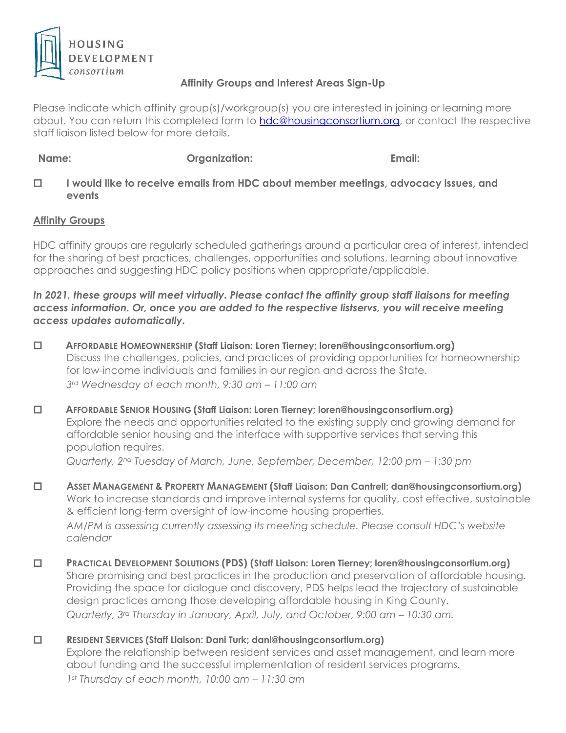HOUSING DEVELOPMENT consortium

## Affinity Groups and Interest Areas Sign-Up

Please indicate which affinity group(s)/workgroup(s) you are interested in joining or learning more about. You can return this completed form to hdc@housingconsortium.org, or contact the respective staff liaison listed below for more details.

**Name:** **Organization:** **Email:**

☐ **I would like to receive emails from HDC about member meetings, advocacy issues, and events**

### Affinity Groups

HDC affinity groups are regularly scheduled gatherings around a particular area of interest, intended for the sharing of best practices, challenges, opportunities and solutions, learning about innovative approaches and suggesting HDC policy positions when appropriate/applicable.

***In 2021, these groups will meet virtually. Please contact the affinity group staff liaisons for meeting access information. Or, once you are added to the respective listservs, you will receive meeting access updates automatically.***

☐ **AFFORDABLE HOMEOWNERSHIP (Staff Liaison: Loren Tierney; loren@housingconsortium.org)**
Discuss the challenges, policies, and practices of providing opportunities for homeownership for low-income individuals and families in our region and across the State.
*3rd Wednesday of each month, 9:30 am – 11:00 am*

☐ **AFFORDABLE SENIOR HOUSING (Staff Liaison: Loren Tierney; loren@housingconsortium.org)**
Explore the needs and opportunities related to the existing supply and growing demand for affordable senior housing and the interface with supportive services that serving this population requires.
*Quarterly, 2nd Tuesday of March, June, September, December, 12:00 pm – 1:30 pm*

☐ **ASSET MANAGEMENT & PROPERTY MANAGEMENT (Staff Liaison: Dan Cantrell; dan@housingconsortium.org)**
Work to increase standards and improve internal systems for quality, cost effective, sustainable & efficient long-term oversight of low-income housing properties.
*AM/PM is assessing currently assessing its meeting schedule. Please consult HDC's website calendar*

☐ **PRACTICAL DEVELOPMENT SOLUTIONS (PDS) (Staff Liaison: Loren Tierney; loren@housingconsortium.org)**
Share promising and best practices in the production and preservation of affordable housing. Providing the space for dialogue and discovery, PDS helps lead the trajectory of sustainable design practices among those developing affordable housing in King County.
*Quarterly, 3rd Thursday in January, April, July, and October, 9:00 am – 10:30 am.*

☐ **RESIDENT SERVICES (Staff Liaison: Dani Turk; dani@housingconsortium.org)**
Explore the relationship between resident services and asset management, and learn more about funding and the successful implementation of resident services programs.
*1st Thursday of each month, 10:00 am – 11:30 am*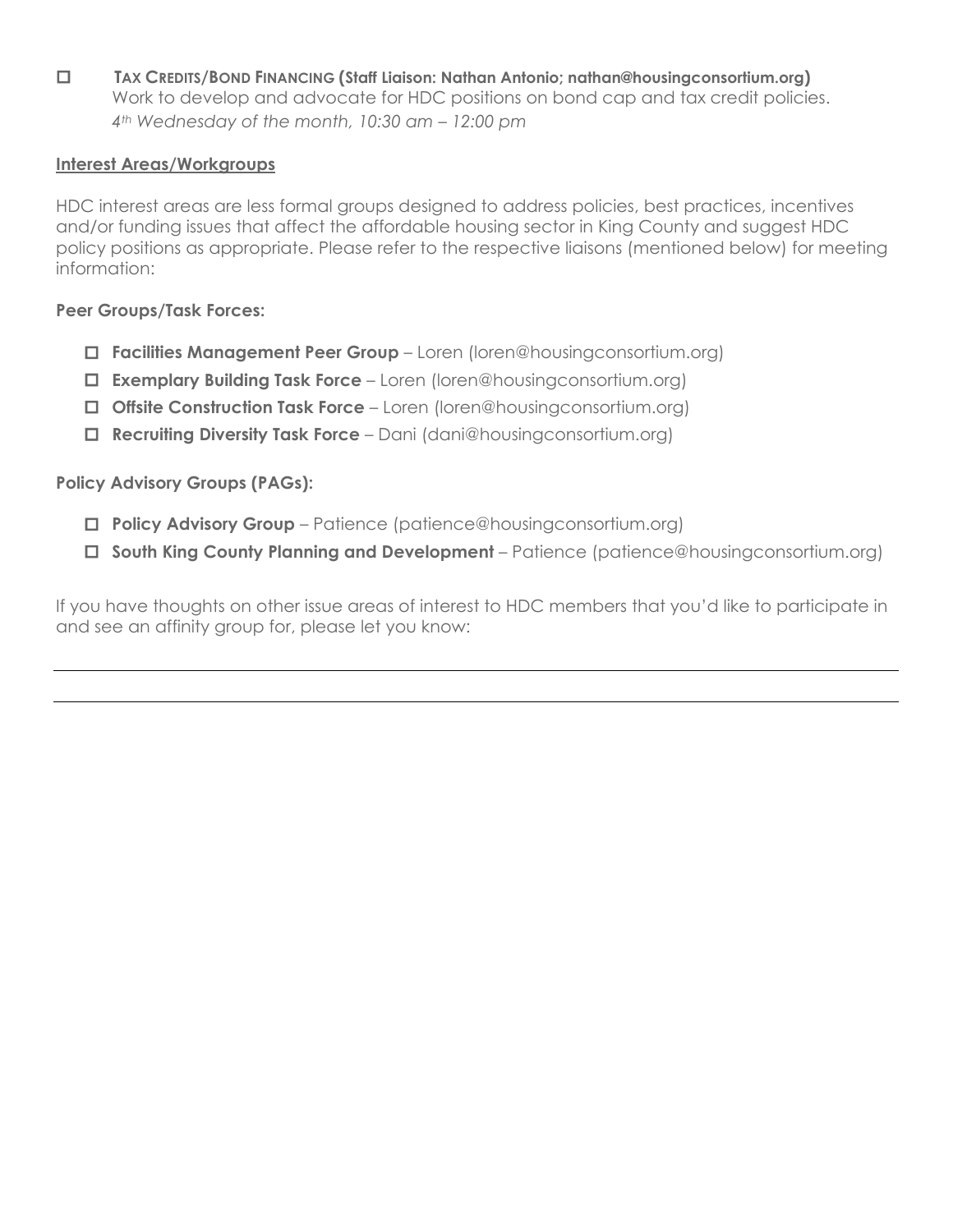- ☐ **TAX CREDITS/BOND FINANCING (Staff Liaison: Nathan Antonio; nathan@housingconsortium.org)**
  Work to develop and advocate for HDC positions on bond cap and tax credit policies.
  *4th Wednesday of the month, 10:30 am – 12:00 pm*

## Interest Areas/Workgroups

HDC interest areas are less formal groups designed to address policies, best practices, incentives and/or funding issues that affect the affordable housing sector in King County and suggest HDC policy positions as appropriate. Please refer to the respective liaisons (mentioned below) for meeting information:

**Peer Groups/Task Forces:**

- ☐ **Facilities Management Peer Group** – Loren (loren@housingconsortium.org)
- ☐ **Exemplary Building Task Force** – Loren (loren@housingconsortium.org)
- ☐ **Offsite Construction Task Force** – Loren (loren@housingconsortium.org)
- ☐ **Recruiting Diversity Task Force** – Dani (dani@housingconsortium.org)

**Policy Advisory Groups (PAGs):**

- ☐ **Policy Advisory Group** – Patience (patience@housingconsortium.org)
- ☐ **South King County Planning and Development** – Patience (patience@housingconsortium.org)

If you have thoughts on other issue areas of interest to HDC members that you'd like to participate in and see an affinity group for, please let you know:

______________________________________________________________________________

______________________________________________________________________________